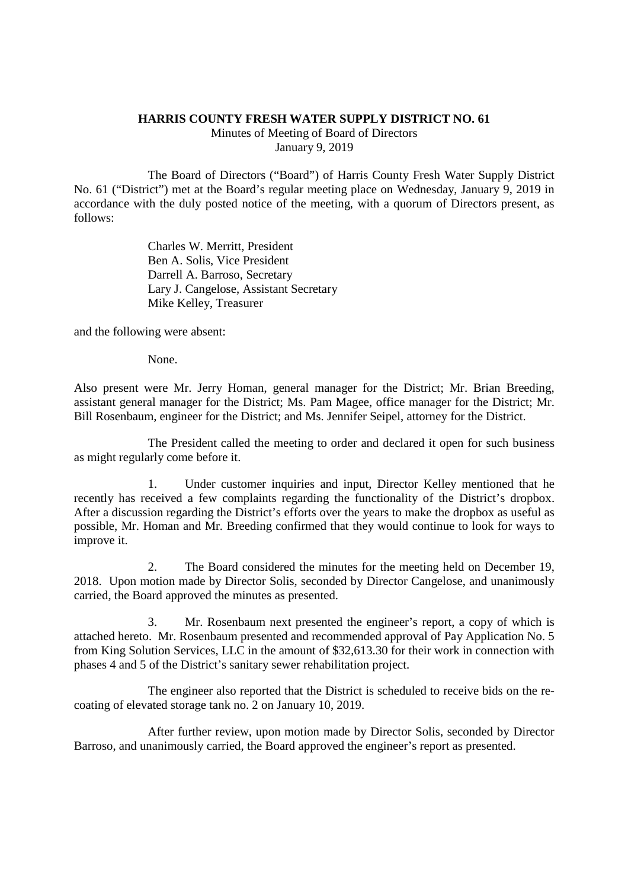**HARRIS COUNTY FRESH WATER SUPPLY DISTRICT NO. 61**

Minutes of Meeting of Board of Directors

January 9, 2019

The Board of Directors ("Board") of Harris County Fresh Water Supply District No. 61 ("District") met at the Board's regular meeting place on Wednesday, January 9, 2019 in accordance with the duly posted notice of the meeting, with a quorum of Directors present, as follows:

Charles W. Merritt, President
Ben A. Solis, Vice President
Darrell A. Barroso, Secretary
Lary J. Cangelose, Assistant Secretary
Mike Kelley, Treasurer

and the following were absent:

None.

Also present were Mr. Jerry Homan, general manager for the District; Mr. Brian Breeding, assistant general manager for the District; Ms. Pam Magee, office manager for the District; Mr. Bill Rosenbaum, engineer for the District; and Ms. Jennifer Seipel, attorney for the District.

The President called the meeting to order and declared it open for such business as might regularly come before it.

1. Under customer inquiries and input, Director Kelley mentioned that he recently has received a few complaints regarding the functionality of the District's dropbox. After a discussion regarding the District's efforts over the years to make the dropbox as useful as possible, Mr. Homan and Mr. Breeding confirmed that they would continue to look for ways to improve it.

2. The Board considered the minutes for the meeting held on December 19, 2018. Upon motion made by Director Solis, seconded by Director Cangelose, and unanimously carried, the Board approved the minutes as presented.

3. Mr. Rosenbaum next presented the engineer's report, a copy of which is attached hereto. Mr. Rosenbaum presented and recommended approval of Pay Application No. 5 from King Solution Services, LLC in the amount of $32,613.30 for their work in connection with phases 4 and 5 of the District's sanitary sewer rehabilitation project.

The engineer also reported that the District is scheduled to receive bids on the re-coating of elevated storage tank no. 2 on January 10, 2019.

After further review, upon motion made by Director Solis, seconded by Director Barroso, and unanimously carried, the Board approved the engineer's report as presented.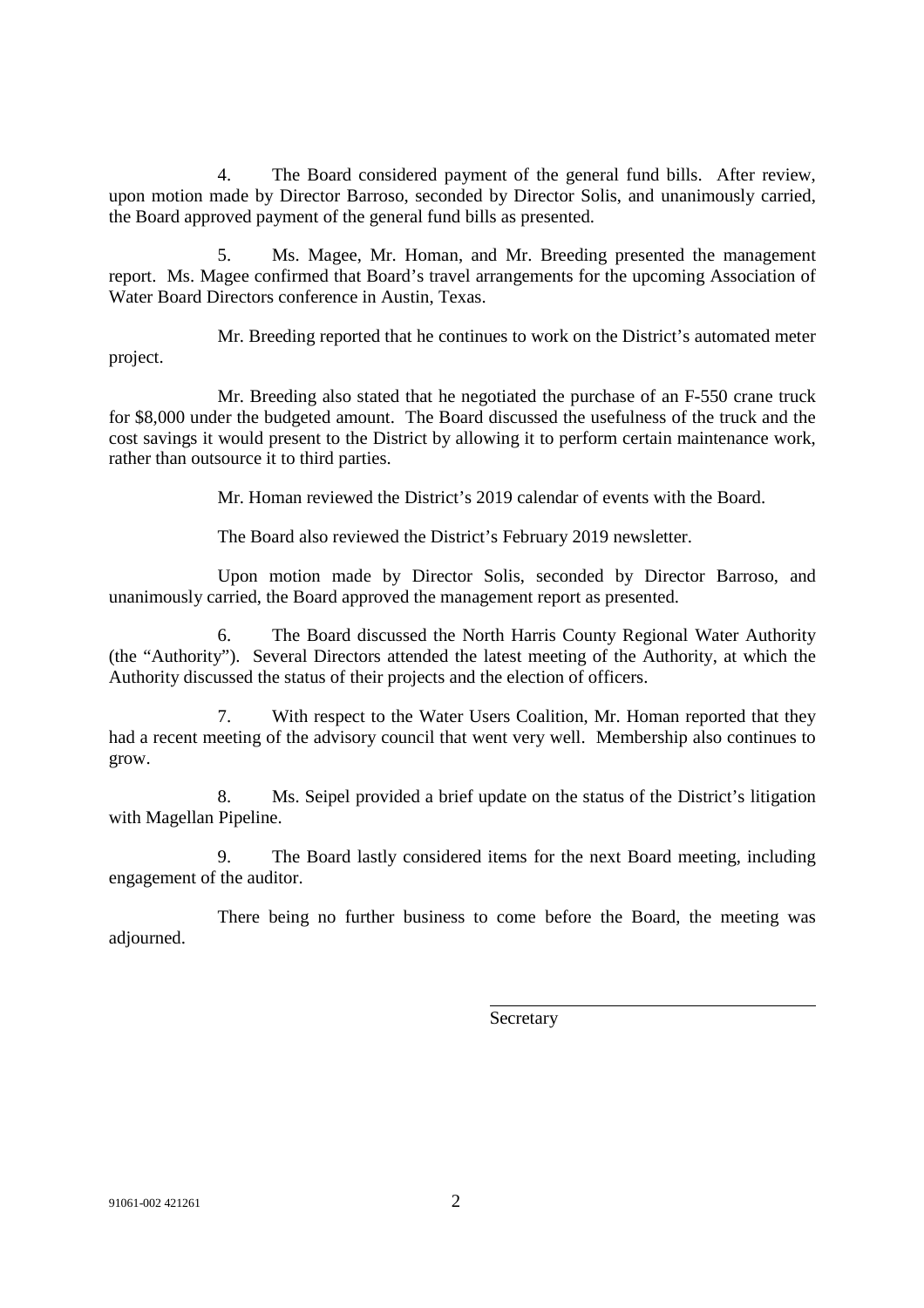4. The Board considered payment of the general fund bills. After review, upon motion made by Director Barroso, seconded by Director Solis, and unanimously carried, the Board approved payment of the general fund bills as presented.

5. Ms. Magee, Mr. Homan, and Mr. Breeding presented the management report. Ms. Magee confirmed that Board's travel arrangements for the upcoming Association of Water Board Directors conference in Austin, Texas.

Mr. Breeding reported that he continues to work on the District's automated meter project.

Mr. Breeding also stated that he negotiated the purchase of an F-550 crane truck for $8,000 under the budgeted amount. The Board discussed the usefulness of the truck and the cost savings it would present to the District by allowing it to perform certain maintenance work, rather than outsource it to third parties.

Mr. Homan reviewed the District's 2019 calendar of events with the Board.

The Board also reviewed the District's February 2019 newsletter.

Upon motion made by Director Solis, seconded by Director Barroso, and unanimously carried, the Board approved the management report as presented.

6. The Board discussed the North Harris County Regional Water Authority (the "Authority"). Several Directors attended the latest meeting of the Authority, at which the Authority discussed the status of their projects and the election of officers.

7. With respect to the Water Users Coalition, Mr. Homan reported that they had a recent meeting of the advisory council that went very well. Membership also continues to grow.

8. Ms. Seipel provided a brief update on the status of the District's litigation with Magellan Pipeline.

9. The Board lastly considered items for the next Board meeting, including engagement of the auditor.

There being no further business to come before the Board, the meeting was adjourned.

\_\_\_\_\_\_\_\_\_\_\_\_\_\_\_\_\_\_\_\_\_\_\_\_\_\_\_\_\_\_\_\_

Secretary

91061-002 421261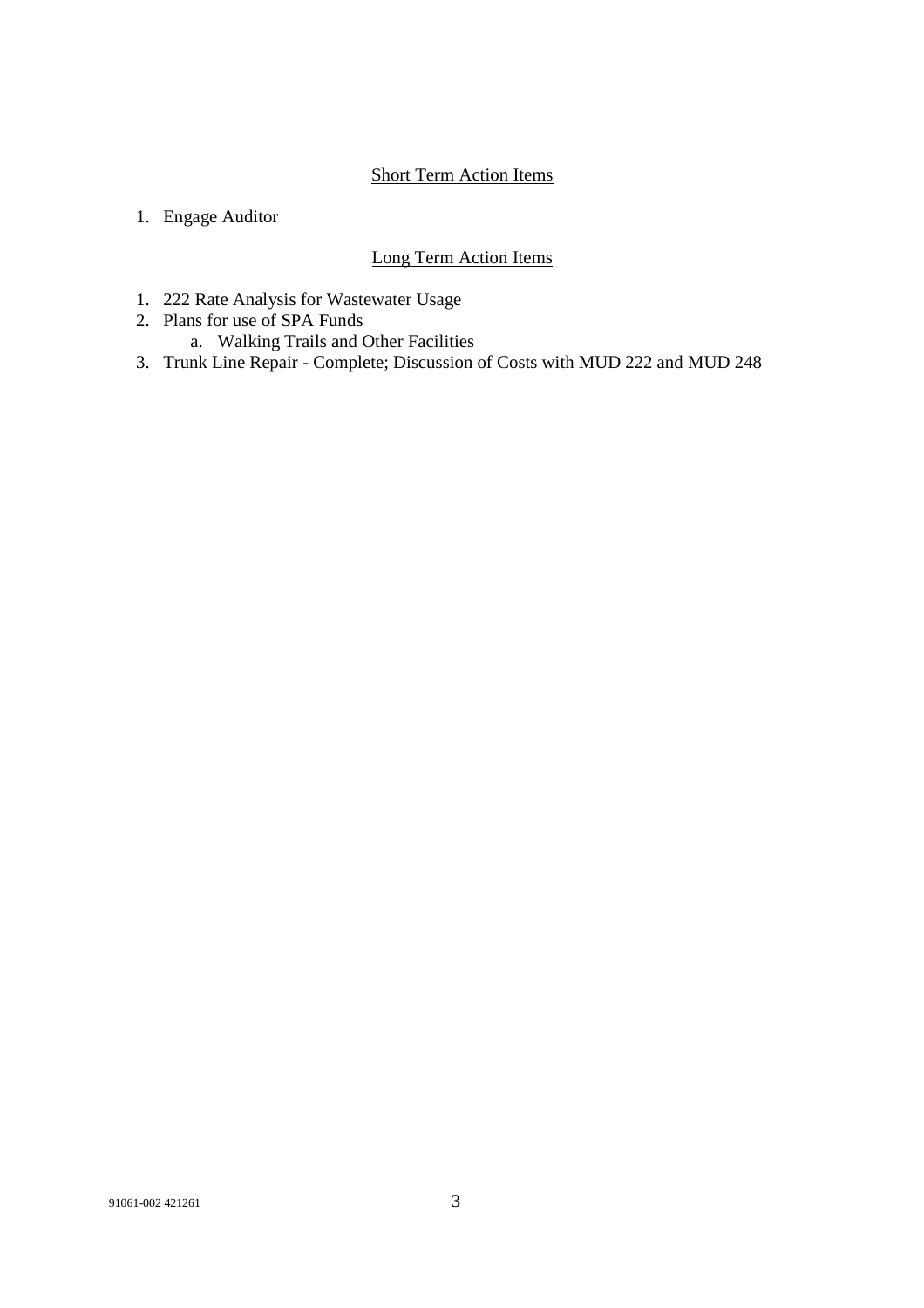<u>Short Term Action Items</u>

1. Engage Auditor

<u>Long Term Action Items</u>

1. 222 Rate Analysis for Wastewater Usage
2. Plans for use of SPA Funds
    a. Walking Trails and Other Facilities
3. Trunk Line Repair - Complete; Discussion of Costs with MUD 222 and MUD 248

91061-002 421261